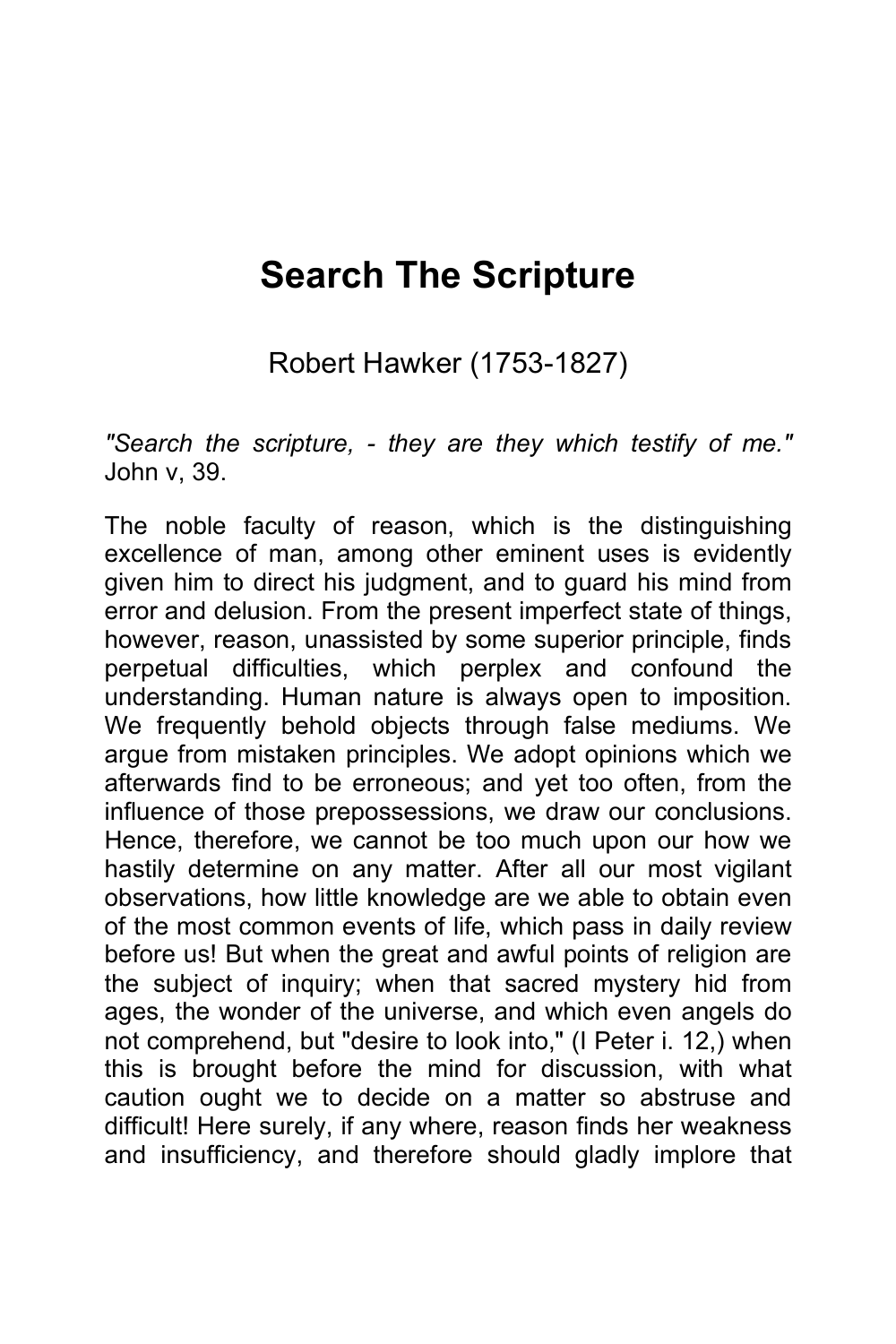# Search The Scripture

Robert Hawker (1753-1827)

*"Search the scripture, - they are they which testify of me."* John v, 39.

The noble faculty of reason, which is the distinguishing excellence of man, among other eminent uses is evidently given him to direct his judgment, and to guard his mind from error and delusion. From the present imperfect state of things, however, reason, unassisted by some superior principle, finds perpetual difficulties, which perplex and confound the understanding. Human nature is always open to imposition. We frequently behold objects through false mediums. We argue from mistaken principles. We adopt opinions which we afterwards find to be erroneous; and yet too often, from the influence of those prepossessions, we draw our conclusions. Hence, therefore, we cannot be too much upon our how we hastily determine on any matter. After all our most vigilant observations, how little knowledge are we able to obtain even of the most common events of life, which pass in daily review before us! But when the great and awful points of religion are the subject of inquiry; when that sacred mystery hid from ages, the wonder of the universe, and which even angels do not comprehend, but "desire to look into," (I Peter i. 12,) when this is brought before the mind for discussion, with what caution ought we to decide on a matter so abstruse and difficult! Here surely, if any where, reason finds her weakness and insufficiency, and therefore should gladly implore that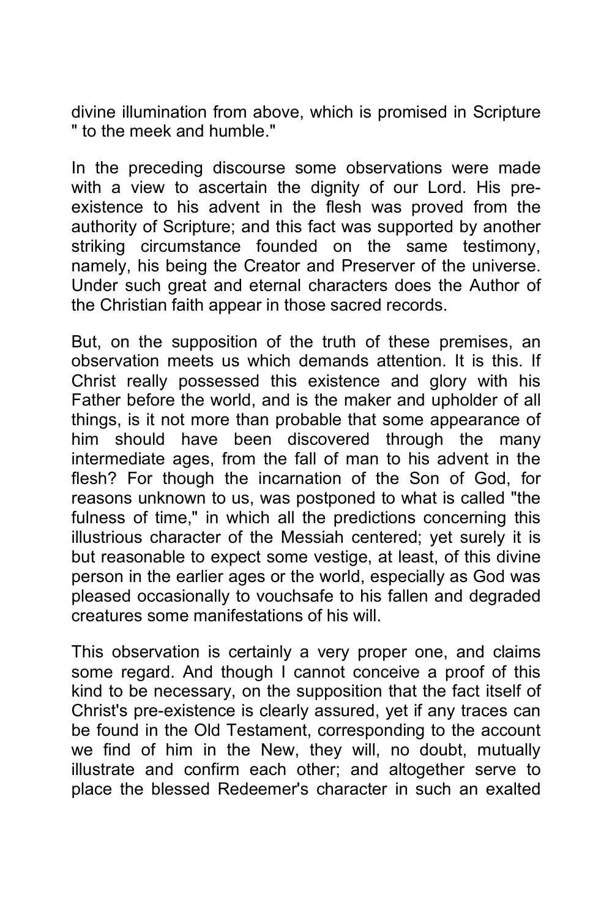divine illumination from above, which is promised in Scripture " to the meek and humble."

In the preceding discourse some observations were made with a view to ascertain the dignity of our Lord. His pre-existence to his advent in the flesh was proved from the authority of Scripture; and this fact was supported by another striking circumstance founded on the same testimony, namely, his being the Creator and Preserver of the universe. Under such great and eternal characters does the Author of the Christian faith appear in those sacred records.

But, on the supposition of the truth of these premises, an observation meets us which demands attention. It is this. If Christ really possessed this existence and glory with his Father before the world, and is the maker and upholder of all things, is it not more than probable that some appearance of him should have been discovered through the many intermediate ages, from the fall of man to his advent in the flesh? For though the incarnation of the Son of God, for reasons unknown to us, was postponed to what is called "the fulness of time," in which all the predictions concerning this illustrious character of the Messiah centered; yet surely it is but reasonable to expect some vestige, at least, of this divine person in the earlier ages or the world, especially as God was pleased occasionally to vouchsafe to his fallen and degraded creatures some manifestations of his will.

This observation is certainly a very proper one, and claims some regard. And though I cannot conceive a proof of this kind to be necessary, on the supposition that the fact itself of Christ's pre-existence is clearly assured, yet if any traces can be found in the Old Testament, corresponding to the account we find of him in the New, they will, no doubt, mutually illustrate and confirm each other; and altogether serve to place the blessed Redeemer's character in such an exalted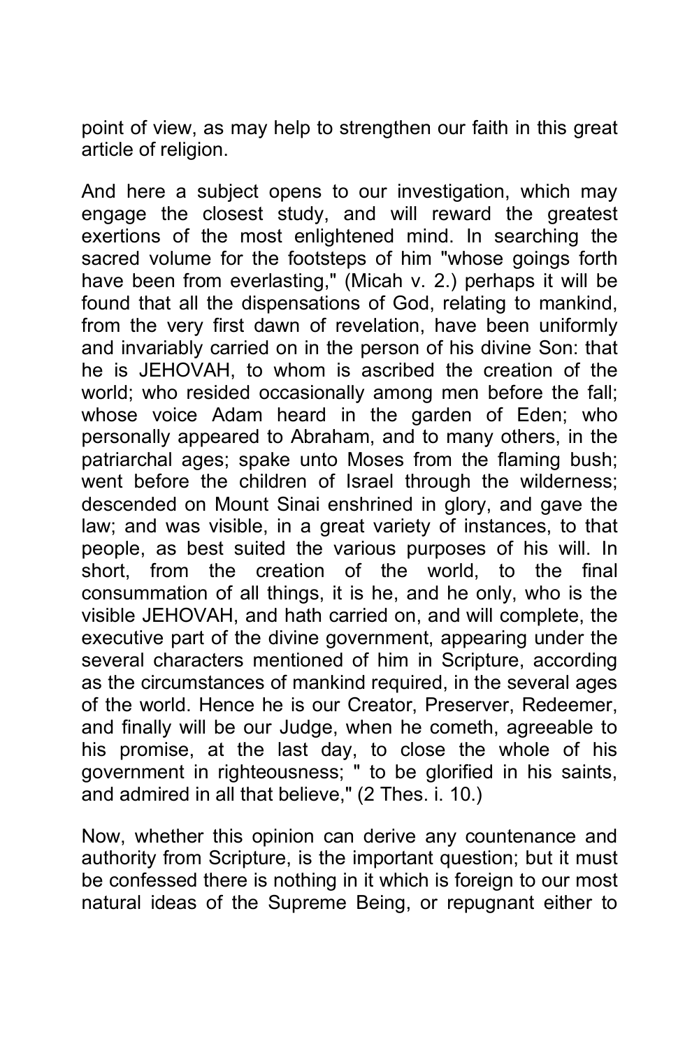point of view, as may help to strengthen our faith in this great article of religion.

And here a subject opens to our investigation, which may engage the closest study, and will reward the greatest exertions of the most enlightened mind. In searching the sacred volume for the footsteps of him "whose goings forth have been from everlasting," (Micah v. 2.) perhaps it will be found that all the dispensations of God, relating to mankind, from the very first dawn of revelation, have been uniformly and invariably carried on in the person of his divine Son: that he is JEHOVAH, to whom is ascribed the creation of the world; who resided occasionally among men before the fall; whose voice Adam heard in the garden of Eden; who personally appeared to Abraham, and to many others, in the patriarchal ages; spake unto Moses from the flaming bush; went before the children of Israel through the wilderness; descended on Mount Sinai enshrined in glory, and gave the law; and was visible, in a great variety of instances, to that people, as best suited the various purposes of his will. In short, from the creation of the world, to the final consummation of all things, it is he, and he only, who is the visible JEHOVAH, and hath carried on, and will complete, the executive part of the divine government, appearing under the several characters mentioned of him in Scripture, according as the circumstances of mankind required, in the several ages of the world. Hence he is our Creator, Preserver, Redeemer, and finally will be our Judge, when he cometh, agreeable to his promise, at the last day, to close the whole of his government in righteousness; " to be glorified in his saints, and admired in all that believe," (2 Thes. i. 10.)

Now, whether this opinion can derive any countenance and authority from Scripture, is the important question; but it must be confessed there is nothing in it which is foreign to our most natural ideas of the Supreme Being, or repugnant either to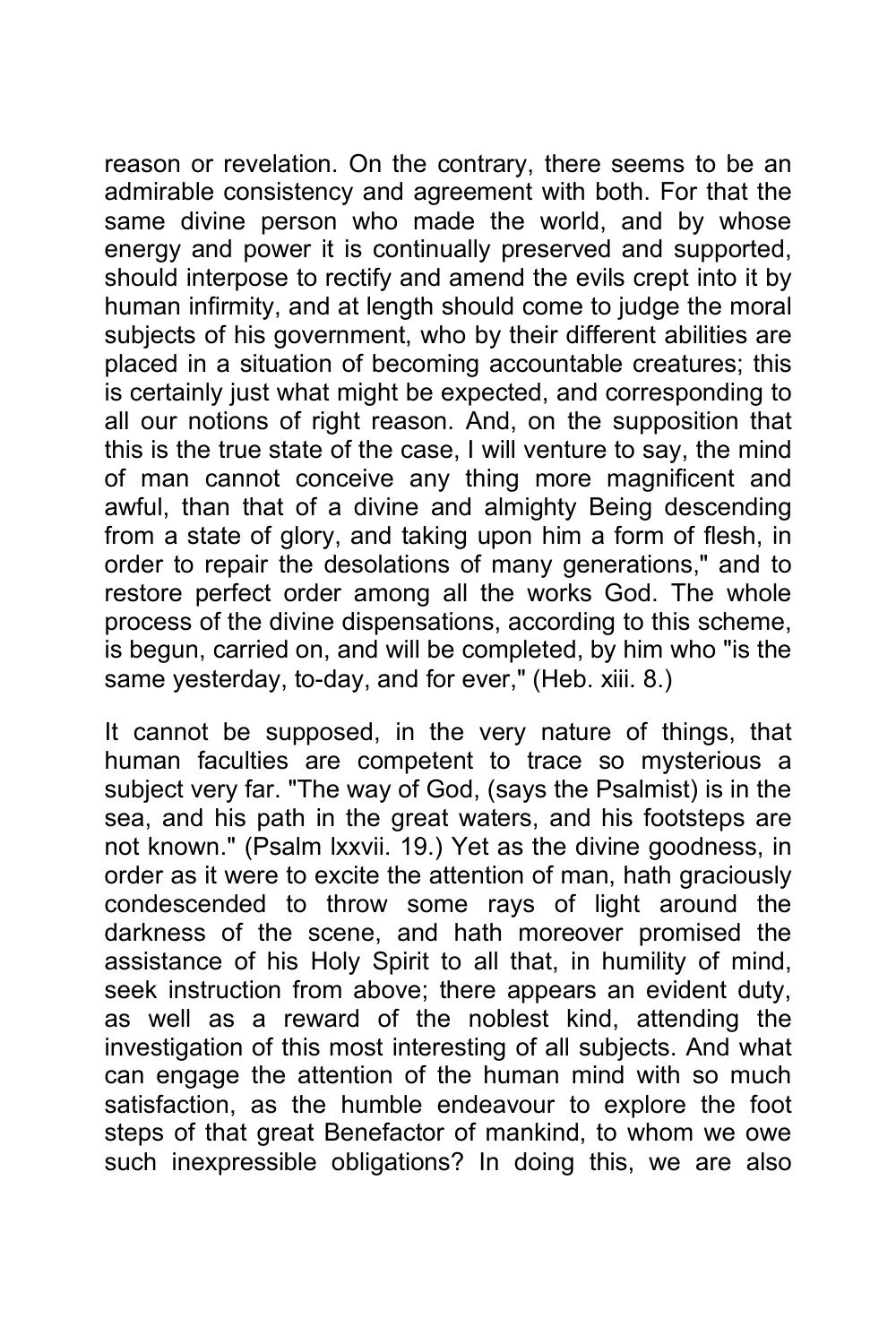reason or revelation. On the contrary, there seems to be an admirable consistency and agreement with both. For that the same divine person who made the world, and by whose energy and power it is continually preserved and supported, should interpose to rectify and amend the evils crept into it by human infirmity, and at length should come to judge the moral subjects of his government, who by their different abilities are placed in a situation of becoming accountable creatures; this is certainly just what might be expected, and corresponding to all our notions of right reason. And, on the supposition that this is the true state of the case, I will venture to say, the mind of man cannot conceive any thing more magnificent and awful, than that of a divine and almighty Being descending from a state of glory, and taking upon him a form of flesh, in order to repair the desolations of many generations," and to restore perfect order among all the works God. The whole process of the divine dispensations, according to this scheme, is begun, carried on, and will be completed, by him who "is the same yesterday, to-day, and for ever," (Heb. xiii. 8.)

It cannot be supposed, in the very nature of things, that human faculties are competent to trace so mysterious a subject very far. "The way of God, (says the Psalmist) is in the sea, and his path in the great waters, and his footsteps are not known." (Psalm lxxvii. 19.) Yet as the divine goodness, in order as it were to excite the attention of man, hath graciously condescended to throw some rays of light around the darkness of the scene, and hath moreover promised the assistance of his Holy Spirit to all that, in humility of mind, seek instruction from above; there appears an evident duty, as well as a reward of the noblest kind, attending the investigation of this most interesting of all subjects. And what can engage the attention of the human mind with so much satisfaction, as the humble endeavour to explore the foot steps of that great Benefactor of mankind, to whom we owe such inexpressible obligations? In doing this, we are also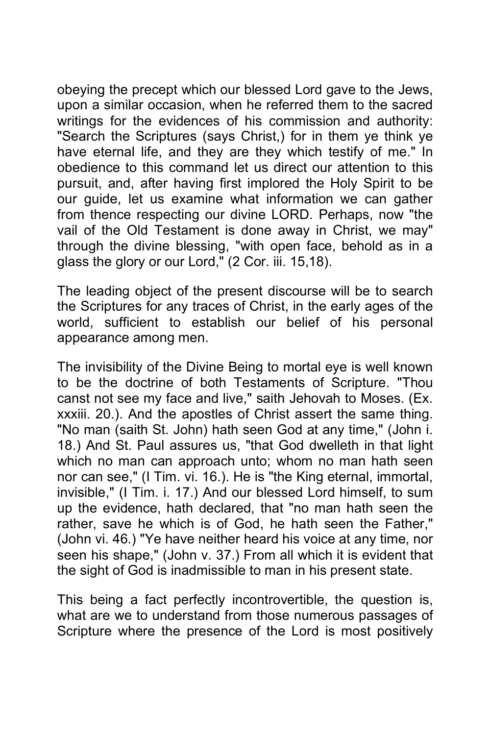obeying the precept which our blessed Lord gave to the Jews, upon a similar occasion, when he referred them to the sacred writings for the evidences of his commission and authority: "Search the Scriptures (says Christ,) for in them ye think ye have eternal life, and they are they which testify of me." In obedience to this command let us direct our attention to this pursuit, and, after having first implored the Holy Spirit to be our guide, let us examine what information we can gather from thence respecting our divine LORD. Perhaps, now "the vail of the Old Testament is done away in Christ, we may" through the divine blessing, "with open face, behold as in a glass the glory or our Lord," (2 Cor. iii. 15,18).

The leading object of the present discourse will be to search the Scriptures for any traces of Christ, in the early ages of the world, sufficient to establish our belief of his personal appearance among men.

The invisibility of the Divine Being to mortal eye is well known to be the doctrine of both Testaments of Scripture. "Thou canst not see my face and live," saith Jehovah to Moses. (Ex. xxxiii. 20.). And the apostles of Christ assert the same thing. "No man (saith St. John) hath seen God at any time," (John i. 18.) And St. Paul assures us, "that God dwelleth in that light which no man can approach unto; whom no man hath seen nor can see," (I Tim. vi. 16.). He is "the King eternal, immortal, invisible," (I Tim. i. 17.) And our blessed Lord himself, to sum up the evidence, hath declared, that "no man hath seen the rather, save he which is of God, he hath seen the Father," (John vi. 46.) "Ye have neither heard his voice at any time, nor seen his shape," (John v. 37.) From all which it is evident that the sight of God is inadmissible to man in his present state.

This being a fact perfectly incontrovertible, the question is, what are we to understand from those numerous passages of Scripture where the presence of the Lord is most positively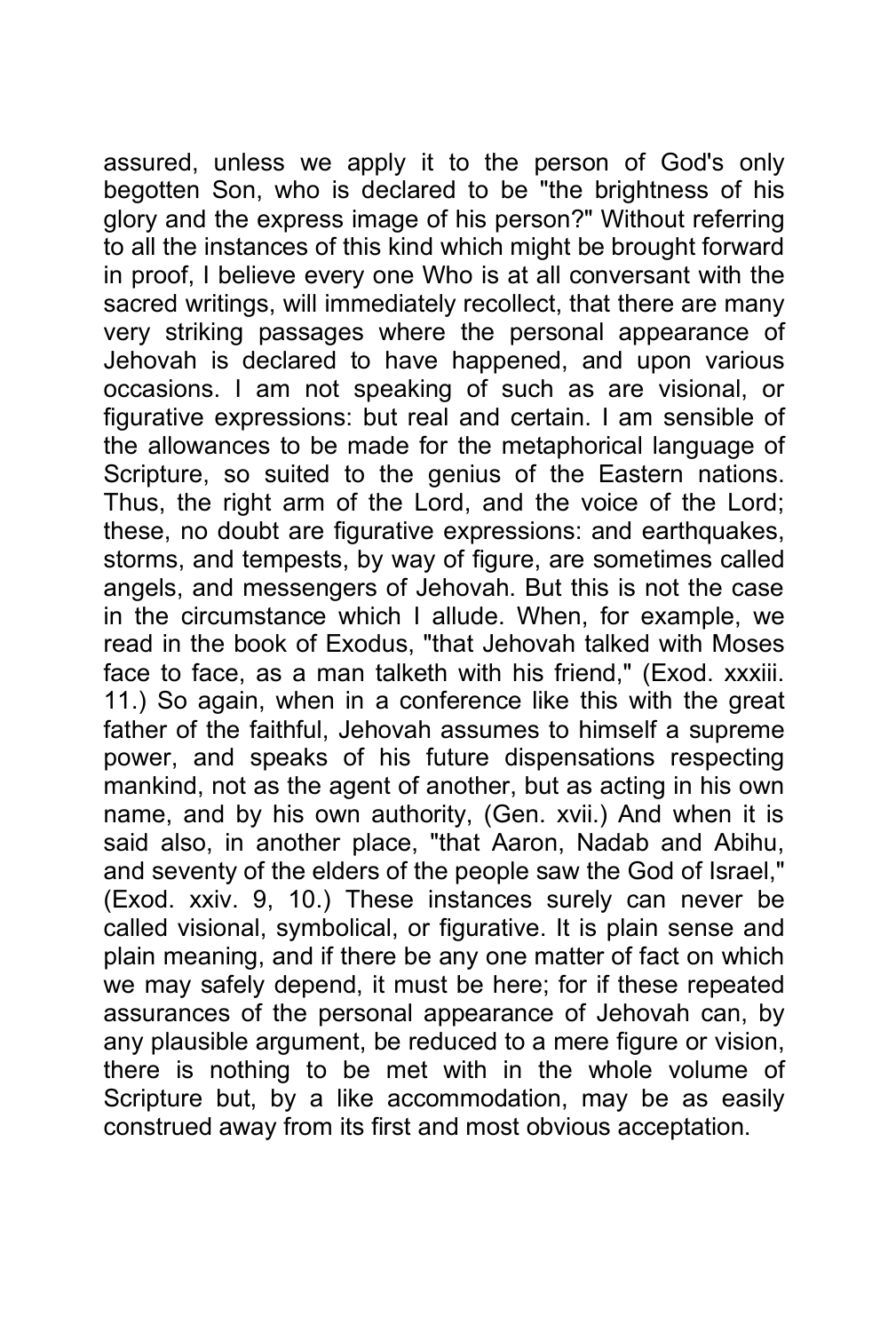assured, unless we apply it to the person of God's only begotten Son, who is declared to be "the brightness of his glory and the express image of his person?" Without referring to all the instances of this kind which might be brought forward in proof, I believe every one Who is at all conversant with the sacred writings, will immediately recollect, that there are many very striking passages where the personal appearance of Jehovah is declared to have happened, and upon various occasions. I am not speaking of such as are visional, or figurative expressions: but real and certain. I am sensible of the allowances to be made for the metaphorical language of Scripture, so suited to the genius of the Eastern nations. Thus, the right arm of the Lord, and the voice of the Lord; these, no doubt are figurative expressions: and earthquakes, storms, and tempests, by way of figure, are sometimes called angels, and messengers of Jehovah. But this is not the case in the circumstance which I allude. When, for example, we read in the book of Exodus, "that Jehovah talked with Moses face to face, as a man talketh with his friend," (Exod. xxxiii. 11.) So again, when in a conference like this with the great father of the faithful, Jehovah assumes to himself a supreme power, and speaks of his future dispensations respecting mankind, not as the agent of another, but as acting in his own name, and by his own authority, (Gen. xvii.) And when it is said also, in another place, "that Aaron, Nadab and Abihu, and seventy of the elders of the people saw the God of Israel," (Exod. xxiv. 9, 10.) These instances surely can never be called visional, symbolical, or figurative. It is plain sense and plain meaning, and if there be any one matter of fact on which we may safely depend, it must be here; for if these repeated assurances of the personal appearance of Jehovah can, by any plausible argument, be reduced to a mere figure or vision, there is nothing to be met with in the whole volume of Scripture but, by a like accommodation, may be as easily construed away from its first and most obvious acceptation.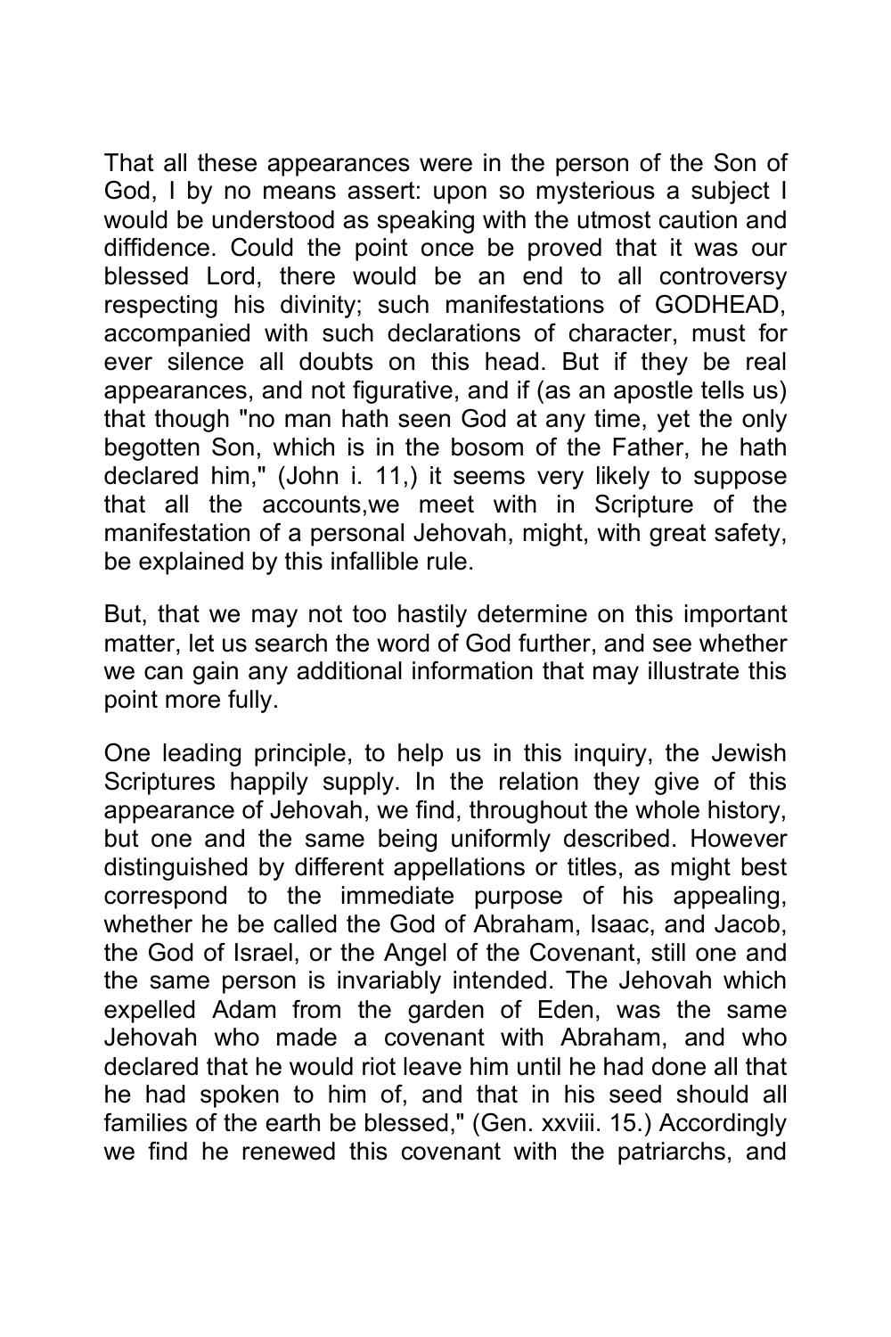That all these appearances were in the person of the Son of God, I by no means assert: upon so mysterious a subject I would be understood as speaking with the utmost caution and diffidence. Could the point once be proved that it was our blessed Lord, there would be an end to all controversy respecting his divinity; such manifestations of GODHEAD, accompanied with such declarations of character, must for ever silence all doubts on this head. But if they be real appearances, and not figurative, and if (as an apostle tells us) that though "no man hath seen God at any time, yet the only begotten Son, which is in the bosom of the Father, he hath declared him," (John i. 11,) it seems very likely to suppose that all the accounts,we meet with in Scripture of the manifestation of a personal Jehovah, might, with great safety, be explained by this infallible rule.

But, that we may not too hastily determine on this important matter, let us search the word of God further, and see whether we can gain any additional information that may illustrate this point more fully.

One leading principle, to help us in this inquiry, the Jewish Scriptures happily supply. In the relation they give of this appearance of Jehovah, we find, throughout the whole history, but one and the same being uniformly described. However distinguished by different appellations or titles, as might best correspond to the immediate purpose of his appealing, whether he be called the God of Abraham, Isaac, and Jacob, the God of Israel, or the Angel of the Covenant, still one and the same person is invariably intended. The Jehovah which expelled Adam from the garden of Eden, was the same Jehovah who made a covenant with Abraham, and who declared that he would riot leave him until he had done all that he had spoken to him of, and that in his seed should all families of the earth be blessed," (Gen. xxviii. 15.) Accordingly we find he renewed this covenant with the patriarchs, and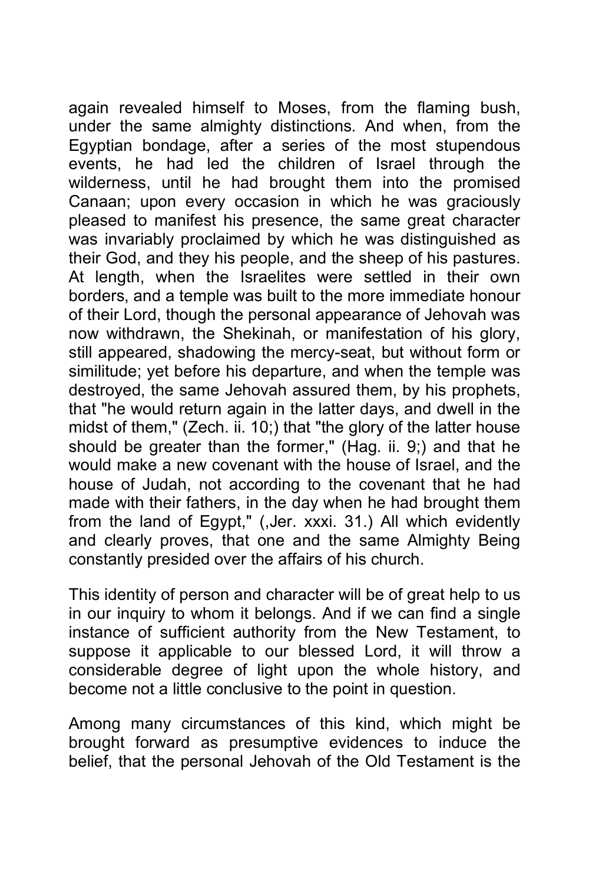again revealed himself to Moses, from the flaming bush, under the same almighty distinctions. And when, from the Egyptian bondage, after a series of the most stupendous events, he had led the children of Israel through the wilderness, until he had brought them into the promised Canaan; upon every occasion in which he was graciously pleased to manifest his presence, the same great character was invariably proclaimed by which he was distinguished as their God, and they his people, and the sheep of his pastures. At length, when the Israelites were settled in their own borders, and a temple was built to the more immediate honour of their Lord, though the personal appearance of Jehovah was now withdrawn, the Shekinah, or manifestation of his glory, still appeared, shadowing the mercy-seat, but without form or similitude; yet before his departure, and when the temple was destroyed, the same Jehovah assured them, by his prophets, that "he would return again in the latter days, and dwell in the midst of them," (Zech. ii. 10;) that "the glory of the latter house should be greater than the former," (Hag. ii. 9;) and that he would make a new covenant with the house of Israel, and the house of Judah, not according to the covenant that he had made with their fathers, in the day when he had brought them from the land of Egypt," (,Jer. xxxi. 31.) All which evidently and clearly proves, that one and the same Almighty Being constantly presided over the affairs of his church.

This identity of person and character will be of great help to us in our inquiry to whom it belongs. And if we can find a single instance of sufficient authority from the New Testament, to suppose it applicable to our blessed Lord, it will throw a considerable degree of light upon the whole history, and become not a little conclusive to the point in question.

Among many circumstances of this kind, which might be brought forward as presumptive evidences to induce the belief, that the personal Jehovah of the Old Testament is the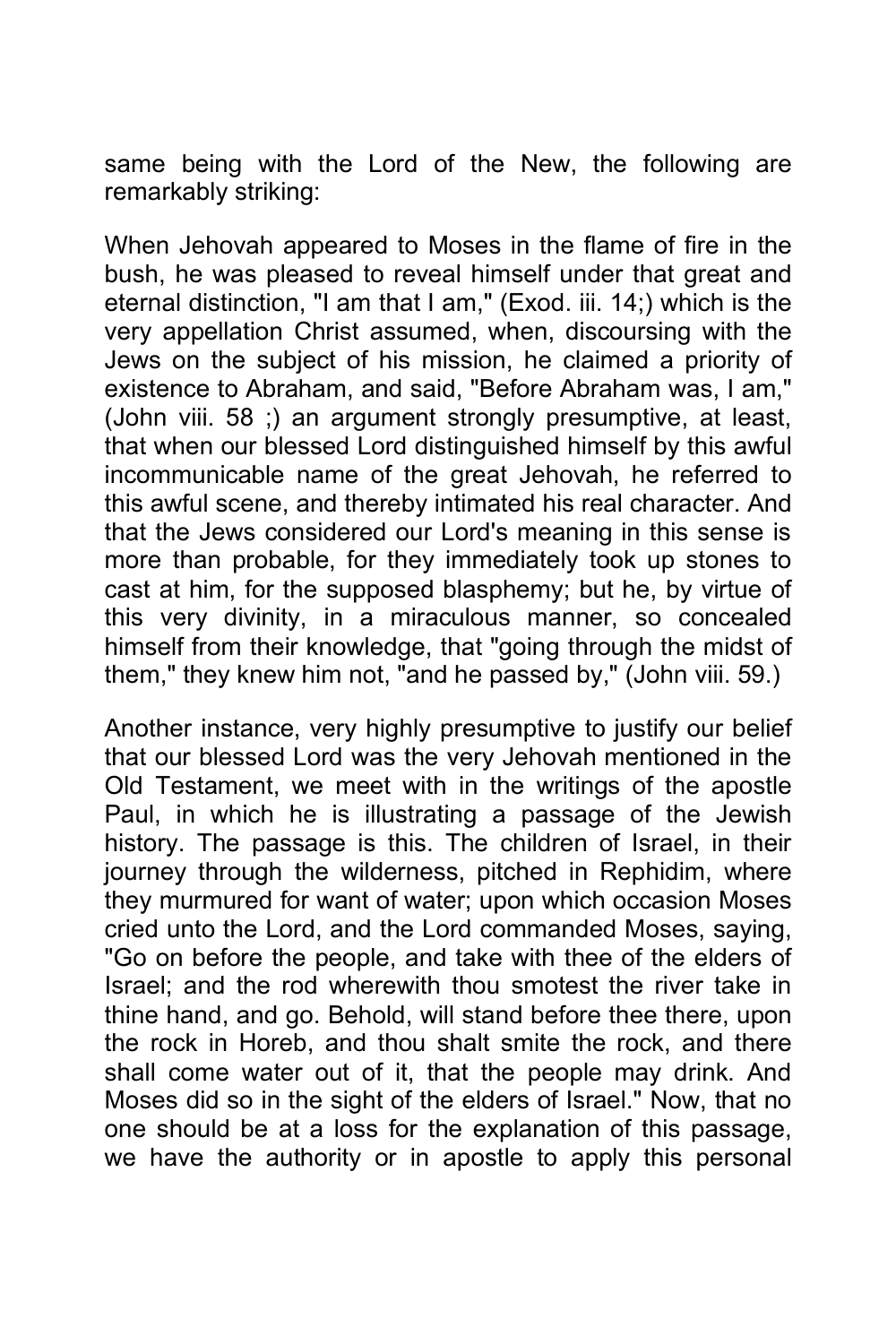same being with the Lord of the New, the following are remarkably striking:

When Jehovah appeared to Moses in the flame of fire in the bush, he was pleased to reveal himself under that great and eternal distinction, "I am that I am," (Exod. iii. 14;) which is the very appellation Christ assumed, when, discoursing with the Jews on the subject of his mission, he claimed a priority of existence to Abraham, and said, "Before Abraham was, I am," (John viii. 58 ;) an argument strongly presumptive, at least, that when our blessed Lord distinguished himself by this awful incommunicable name of the great Jehovah, he referred to this awful scene, and thereby intimated his real character. And that the Jews considered our Lord's meaning in this sense is more than probable, for they immediately took up stones to cast at him, for the supposed blasphemy; but he, by virtue of this very divinity, in a miraculous manner, so concealed himself from their knowledge, that "going through the midst of them," they knew him not, "and he passed by," (John viii. 59.)

Another instance, very highly presumptive to justify our belief that our blessed Lord was the very Jehovah mentioned in the Old Testament, we meet with in the writings of the apostle Paul, in which he is illustrating a passage of the Jewish history. The passage is this. The children of Israel, in their journey through the wilderness, pitched in Rephidim, where they murmured for want of water; upon which occasion Moses cried unto the Lord, and the Lord commanded Moses, saying, "Go on before the people, and take with thee of the elders of Israel; and the rod wherewith thou smotest the river take in thine hand, and go. Behold, will stand before thee there, upon the rock in Horeb, and thou shalt smite the rock, and there shall come water out of it, that the people may drink. And Moses did so in the sight of the elders of Israel." Now, that no one should be at a loss for the explanation of this passage, we have the authority or in apostle to apply this personal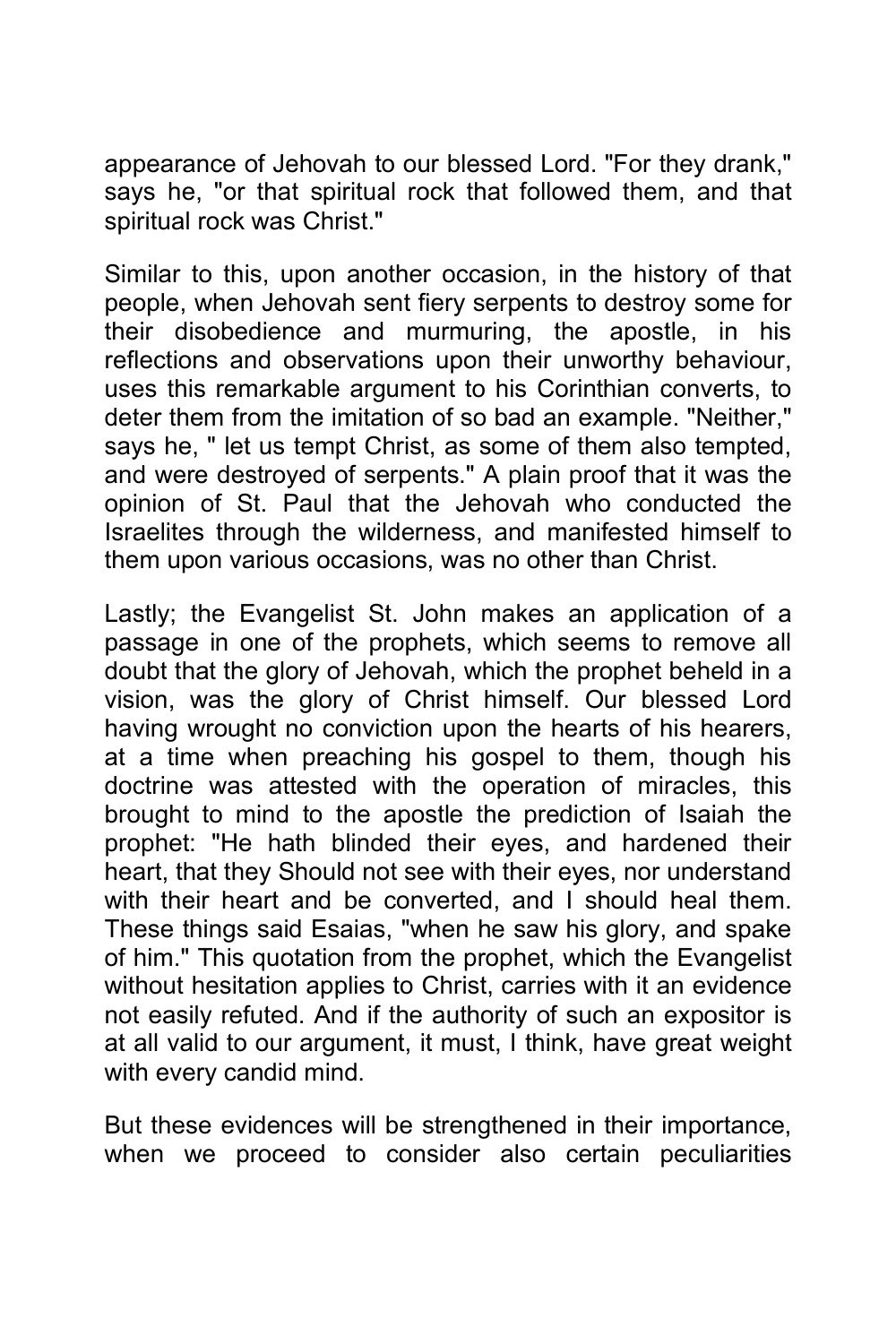appearance of Jehovah to our blessed Lord. "For they drank," says he, "or that spiritual rock that followed them, and that spiritual rock was Christ."

Similar to this, upon another occasion, in the history of that people, when Jehovah sent fiery serpents to destroy some for their disobedience and murmuring, the apostle, in his reflections and observations upon their unworthy behaviour, uses this remarkable argument to his Corinthian converts, to deter them from the imitation of so bad an example. "Neither," says he, " let us tempt Christ, as some of them also tempted, and were destroyed of serpents." A plain proof that it was the opinion of St. Paul that the Jehovah who conducted the Israelites through the wilderness, and manifested himself to them upon various occasions, was no other than Christ.

Lastly; the Evangelist St. John makes an application of a passage in one of the prophets, which seems to remove all doubt that the glory of Jehovah, which the prophet beheld in a vision, was the glory of Christ himself. Our blessed Lord having wrought no conviction upon the hearts of his hearers, at a time when preaching his gospel to them, though his doctrine was attested with the operation of miracles, this brought to mind to the apostle the prediction of Isaiah the prophet: "He hath blinded their eyes, and hardened their heart, that they Should not see with their eyes, nor understand with their heart and be converted, and I should heal them. These things said Esaias, "when he saw his glory, and spake of him." This quotation from the prophet, which the Evangelist without hesitation applies to Christ, carries with it an evidence not easily refuted. And if the authority of such an expositor is at all valid to our argument, it must, I think, have great weight with every candid mind.

But these evidences will be strengthened in their importance, when we proceed to consider also certain peculiarities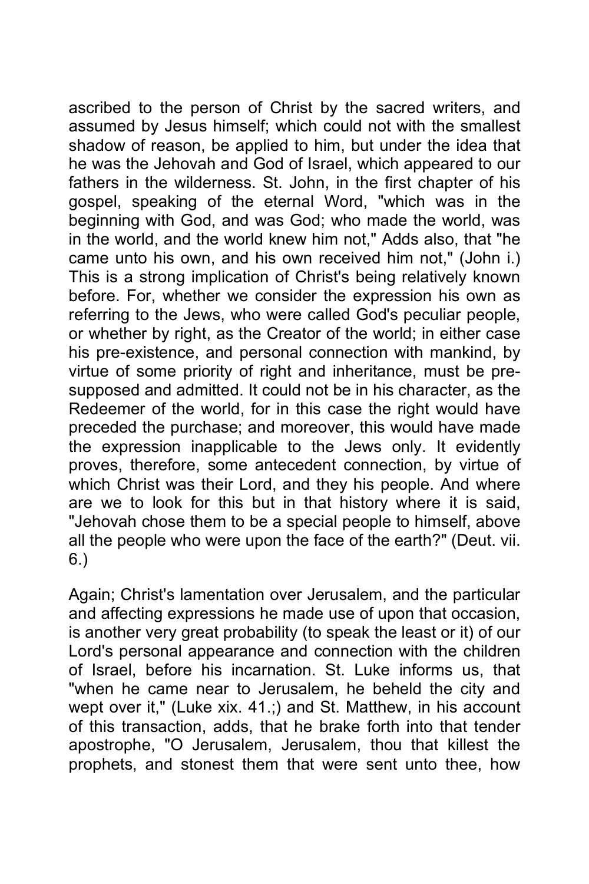ascribed to the person of Christ by the sacred writers, and assumed by Jesus himself; which could not with the smallest shadow of reason, be applied to him, but under the idea that he was the Jehovah and God of Israel, which appeared to our fathers in the wilderness. St. John, in the first chapter of his gospel, speaking of the eternal Word, "which was in the beginning with God, and was God; who made the world, was in the world, and the world knew him not," Adds also, that "he came unto his own, and his own received him not," (John i.) This is a strong implication of Christ's being relatively known before. For, whether we consider the expression his own as referring to the Jews, who were called God's peculiar people, or whether by right, as the Creator of the world; in either case his pre-existence, and personal connection with mankind, by virtue of some priority of right and inheritance, must be pre-supposed and admitted. It could not be in his character, as the Redeemer of the world, for in this case the right would have preceded the purchase; and moreover, this would have made the expression inapplicable to the Jews only. It evidently proves, therefore, some antecedent connection, by virtue of which Christ was their Lord, and they his people. And where are we to look for this but in that history where it is said, "Jehovah chose them to be a special people to himself, above all the people who were upon the face of the earth?" (Deut. vii. 6.)

Again; Christ's lamentation over Jerusalem, and the particular and affecting expressions he made use of upon that occasion, is another very great probability (to speak the least or it) of our Lord's personal appearance and connection with the children of Israel, before his incarnation. St. Luke informs us, that "when he came near to Jerusalem, he beheld the city and wept over it," (Luke xix. 41.;) and St. Matthew, in his account of this transaction, adds, that he brake forth into that tender apostrophe, "O Jerusalem, Jerusalem, thou that killest the prophets, and stonest them that were sent unto thee, how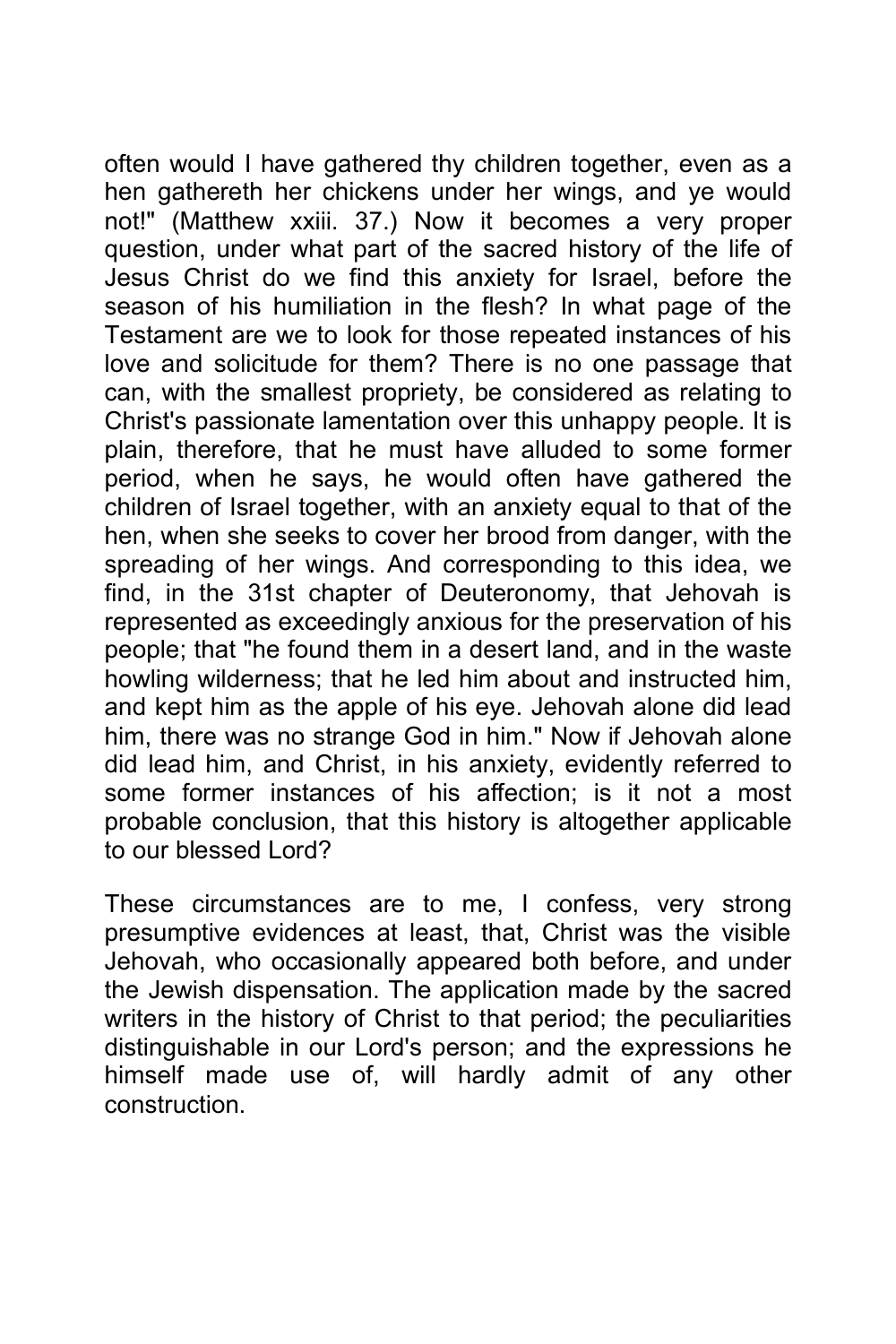often would I have gathered thy children together, even as a hen gathereth her chickens under her wings, and ye would not!" (Matthew xxiii. 37.) Now it becomes a very proper question, under what part of the sacred history of the life of Jesus Christ do we find this anxiety for Israel, before the season of his humiliation in the flesh? In what page of the Testament are we to look for those repeated instances of his love and solicitude for them? There is no one passage that can, with the smallest propriety, be considered as relating to Christ's passionate lamentation over this unhappy people. It is plain, therefore, that he must have alluded to some former period, when he says, he would often have gathered the children of Israel together, with an anxiety equal to that of the hen, when she seeks to cover her brood from danger, with the spreading of her wings. And corresponding to this idea, we find, in the 31st chapter of Deuteronomy, that Jehovah is represented as exceedingly anxious for the preservation of his people; that "he found them in a desert land, and in the waste howling wilderness; that he led him about and instructed him, and kept him as the apple of his eye. Jehovah alone did lead him, there was no strange God in him." Now if Jehovah alone did lead him, and Christ, in his anxiety, evidently referred to some former instances of his affection; is it not a most probable conclusion, that this history is altogether applicable to our blessed Lord?

These circumstances are to me, I confess, very strong presumptive evidences at least, that, Christ was the visible Jehovah, who occasionally appeared both before, and under the Jewish dispensation. The application made by the sacred writers in the history of Christ to that period; the peculiarities distinguishable in our Lord's person; and the expressions he himself made use of, will hardly admit of any other construction.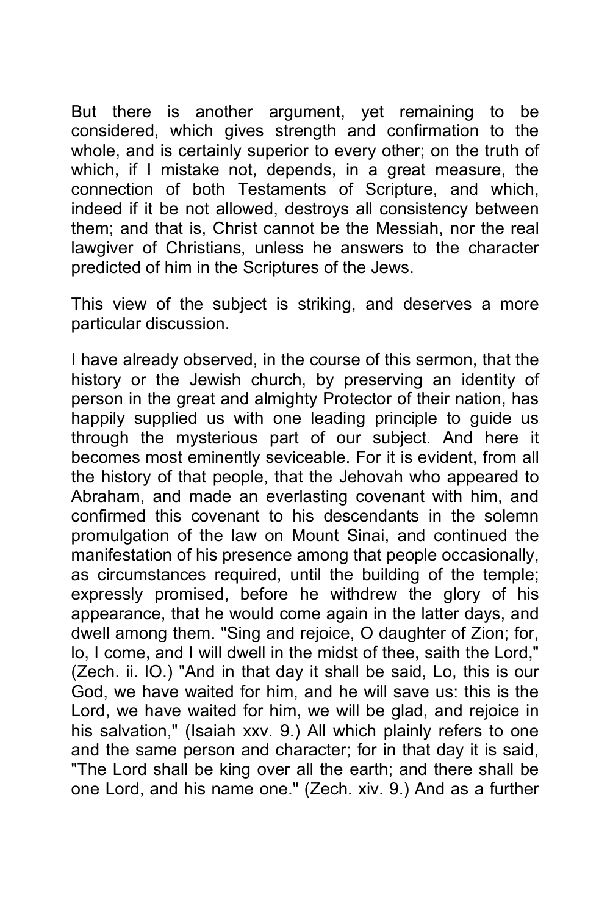But there is another argument, yet remaining to be considered, which gives strength and confirmation to the whole, and is certainly superior to every other; on the truth of which, if I mistake not, depends, in a great measure, the connection of both Testaments of Scripture, and which, indeed if it be not allowed, destroys all consistency between them; and that is, Christ cannot be the Messiah, nor the real lawgiver of Christians, unless he answers to the character predicted of him in the Scriptures of the Jews.

This view of the subject is striking, and deserves a more particular discussion.

I have already observed, in the course of this sermon, that the history or the Jewish church, by preserving an identity of person in the great and almighty Protector of their nation, has happily supplied us with one leading principle to guide us through the mysterious part of our subject. And here it becomes most eminently seviceable. For it is evident, from all the history of that people, that the Jehovah who appeared to Abraham, and made an everlasting covenant with him, and confirmed this covenant to his descendants in the solemn promulgation of the law on Mount Sinai, and continued the manifestation of his presence among that people occasionally, as circumstances required, until the building of the temple; expressly promised, before he withdrew the glory of his appearance, that he would come again in the latter days, and dwell among them. "Sing and rejoice, O daughter of Zion; for, lo, I come, and I will dwell in the midst of thee, saith the Lord," (Zech. ii. IO.) "And in that day it shall be said, Lo, this is our God, we have waited for him, and he will save us: this is the Lord, we have waited for him, we will be glad, and rejoice in his salvation," (Isaiah xxv. 9.) All which plainly refers to one and the same person and character; for in that day it is said, "The Lord shall be king over all the earth; and there shall be one Lord, and his name one." (Zech. xiv. 9.) And as a further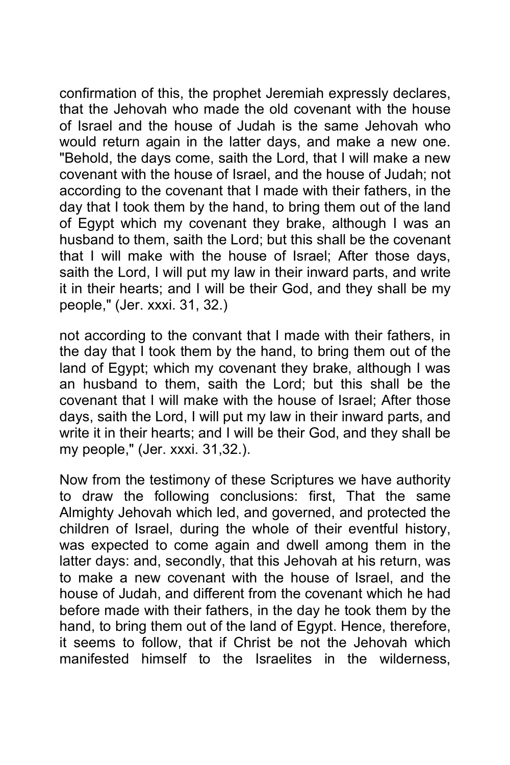confirmation of this, the prophet Jeremiah expressly declares, that the Jehovah who made the old covenant with the house of Israel and the house of Judah is the same Jehovah who would return again in the latter days, and make a new one. "Behold, the days come, saith the Lord, that I will make a new covenant with the house of Israel, and the house of Judah; not according to the covenant that I made with their fathers, in the day that I took them by the hand, to bring them out of the land of Egypt which my covenant they brake, although I was an husband to them, saith the Lord; but this shall be the covenant that I will make with the house of Israel; After those days, saith the Lord, I will put my law in their inward parts, and write it in their hearts; and I will be their God, and they shall be my people," (Jer. xxxi. 31, 32.)

not according to the convant that I made with their fathers, in the day that I took them by the hand, to bring them out of the land of Egypt; which my covenant they brake, although I was an husband to them, saith the Lord; but this shall be the covenant that I will make with the house of Israel; After those days, saith the Lord, I will put my law in their inward parts, and write it in their hearts; and I will be their God, and they shall be my people," (Jer. xxxi. 31,32.).

Now from the testimony of these Scriptures we have authority to draw the following conclusions: first, That the same Almighty Jehovah which led, and governed, and protected the children of Israel, during the whole of their eventful history, was expected to come again and dwell among them in the latter days: and, secondly, that this Jehovah at his return, was to make a new covenant with the house of Israel, and the house of Judah, and different from the covenant which he had before made with their fathers, in the day he took them by the hand, to bring them out of the land of Egypt. Hence, therefore, it seems to follow, that if Christ be not the Jehovah which manifested himself to the Israelites in the wilderness,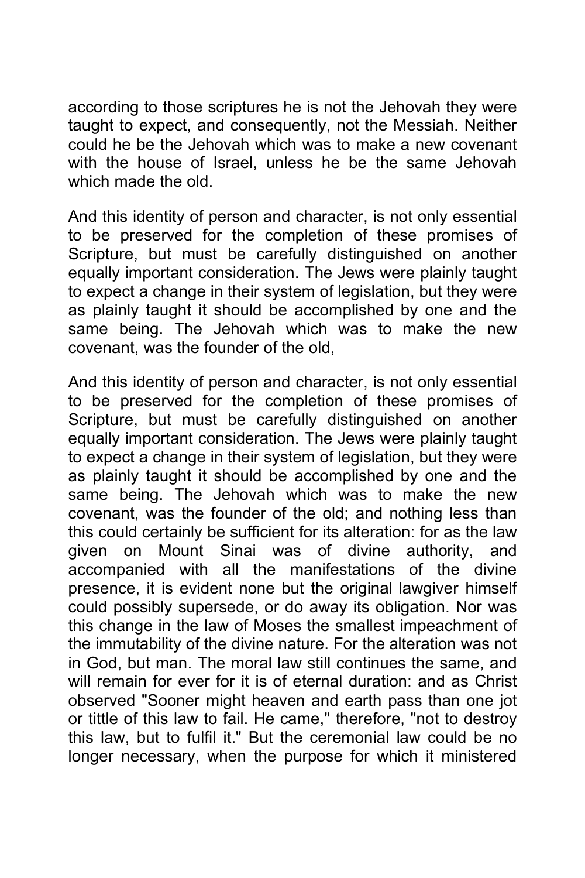according to those scriptures he is not the Jehovah they were taught to expect, and consequently, not the Messiah. Neither could he be the Jehovah which was to make a new covenant with the house of Israel, unless he be the same Jehovah which made the old.

And this identity of person and character, is not only essential to be preserved for the completion of these promises of Scripture, but must be carefully distinguished on another equally important consideration. The Jews were plainly taught to expect a change in their system of legislation, but they were as plainly taught it should be accomplished by one and the same being. The Jehovah which was to make the new covenant, was the founder of the old,

And this identity of person and character, is not only essential to be preserved for the completion of these promises of Scripture, but must be carefully distinguished on another equally important consideration. The Jews were plainly taught to expect a change in their system of legislation, but they were as plainly taught it should be accomplished by one and the same being. The Jehovah which was to make the new covenant, was the founder of the old; and nothing less than this could certainly be sufficient for its alteration: for as the law given on Mount Sinai was of divine authority, and accompanied with all the manifestations of the divine presence, it is evident none but the original lawgiver himself could possibly supersede, or do away its obligation. Nor was this change in the law of Moses the smallest impeachment of the immutability of the divine nature. For the alteration was not in God, but man. The moral law still continues the same, and will remain for ever for it is of eternal duration: and as Christ observed "Sooner might heaven and earth pass than one jot or tittle of this law to fail. He came," therefore, "not to destroy this law, but to fulfil it." But the ceremonial law could be no longer necessary, when the purpose for which it ministered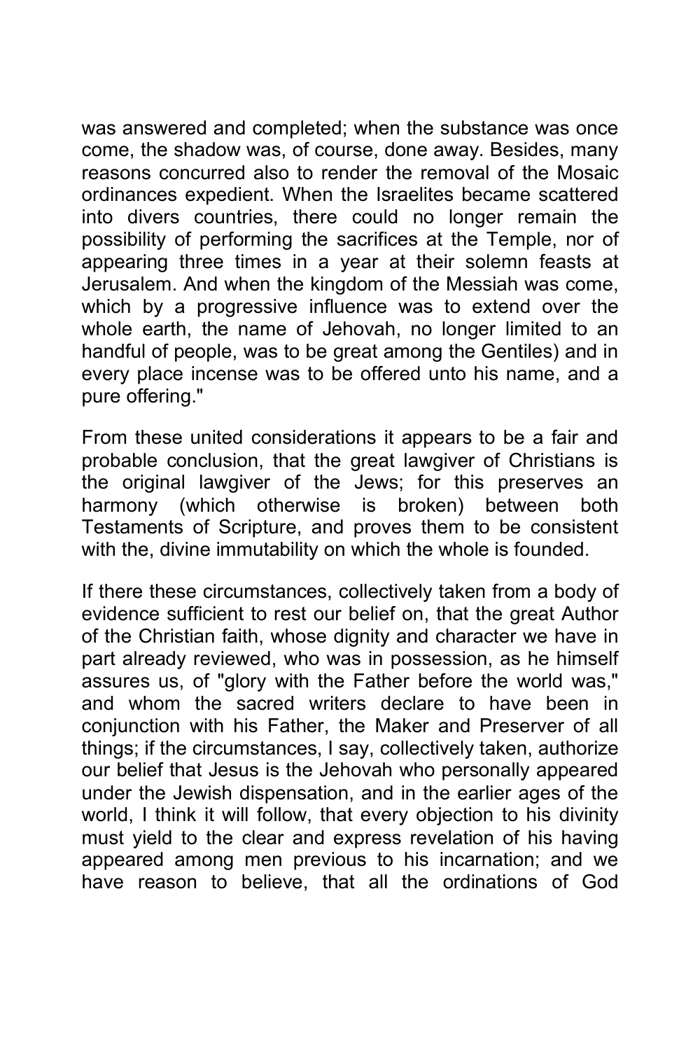was answered and completed; when the substance was once come, the shadow was, of course, done away. Besides, many reasons concurred also to render the removal of the Mosaic ordinances expedient. When the Israelites became scattered into divers countries, there could no longer remain the possibility of performing the sacrifices at the Temple, nor of appearing three times in a year at their solemn feasts at Jerusalem. And when the kingdom of the Messiah was come, which by a progressive influence was to extend over the whole earth, the name of Jehovah, no longer limited to an handful of people, was to be great among the Gentiles) and in every place incense was to be offered unto his name, and a pure offering."

From these united considerations it appears to be a fair and probable conclusion, that the great lawgiver of Christians is the original lawgiver of the Jews; for this preserves an harmony (which otherwise is broken) between both Testaments of Scripture, and proves them to be consistent with the, divine immutability on which the whole is founded.

If there these circumstances, collectively taken from a body of evidence sufficient to rest our belief on, that the great Author of the Christian faith, whose dignity and character we have in part already reviewed, who was in possession, as he himself assures us, of "glory with the Father before the world was," and whom the sacred writers declare to have been in conjunction with his Father, the Maker and Preserver of all things; if the circumstances, I say, collectively taken, authorize our belief that Jesus is the Jehovah who personally appeared under the Jewish dispensation, and in the earlier ages of the world, I think it will follow, that every objection to his divinity must yield to the clear and express revelation of his having appeared among men previous to his incarnation; and we have reason to believe, that all the ordinations of God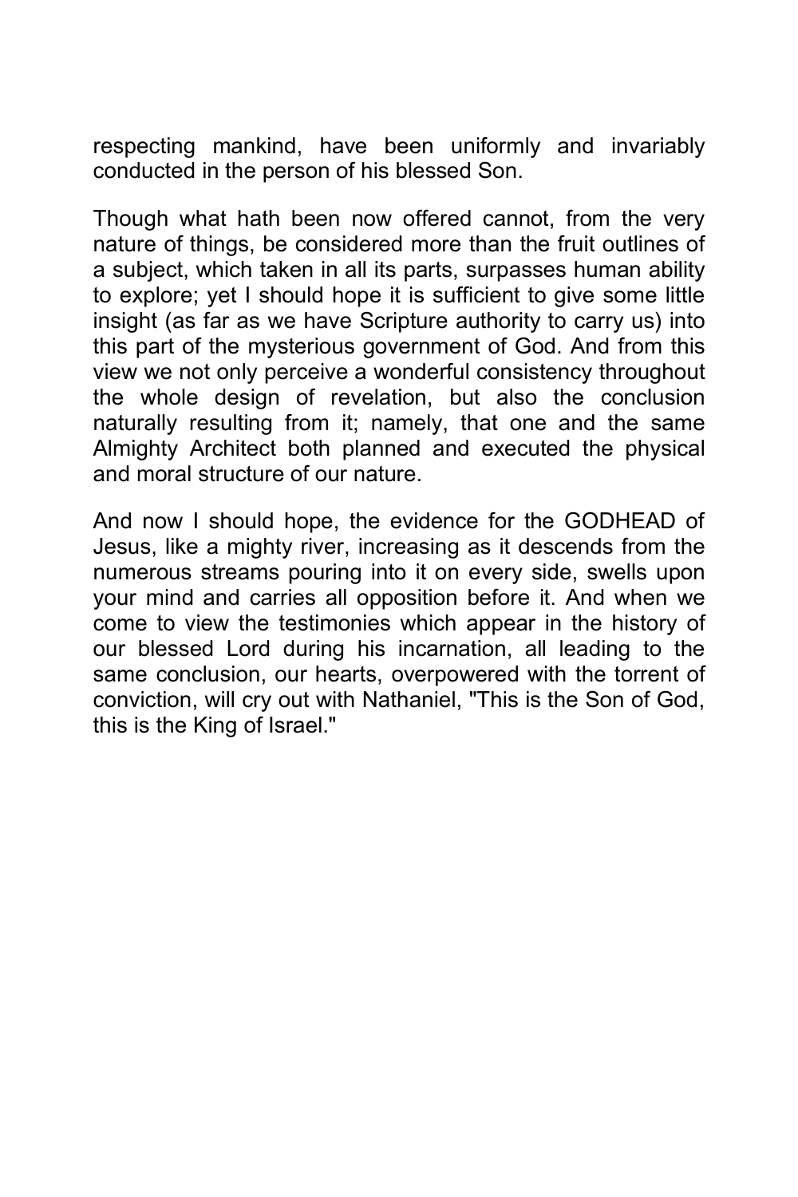respecting mankind, have been uniformly and invariably conducted in the person of his blessed Son.

Though what hath been now offered cannot, from the very nature of things, be considered more than the fruit outlines of a subject, which taken in all its parts, surpasses human ability to explore; yet I should hope it is sufficient to give some little insight (as far as we have Scripture authority to carry us) into this part of the mysterious government of God. And from this view we not only perceive a wonderful consistency throughout the whole design of revelation, but also the conclusion naturally resulting from it; namely, that one and the same Almighty Architect both planned and executed the physical and moral structure of our nature.

And now I should hope, the evidence for the GODHEAD of Jesus, like a mighty river, increasing as it descends from the numerous streams pouring into it on every side, swells upon your mind and carries all opposition before it. And when we come to view the testimonies which appear in the history of our blessed Lord during his incarnation, all leading to the same conclusion, our hearts, overpowered with the torrent of conviction, will cry out with Nathaniel, "This is the Son of God, this is the King of Israel."